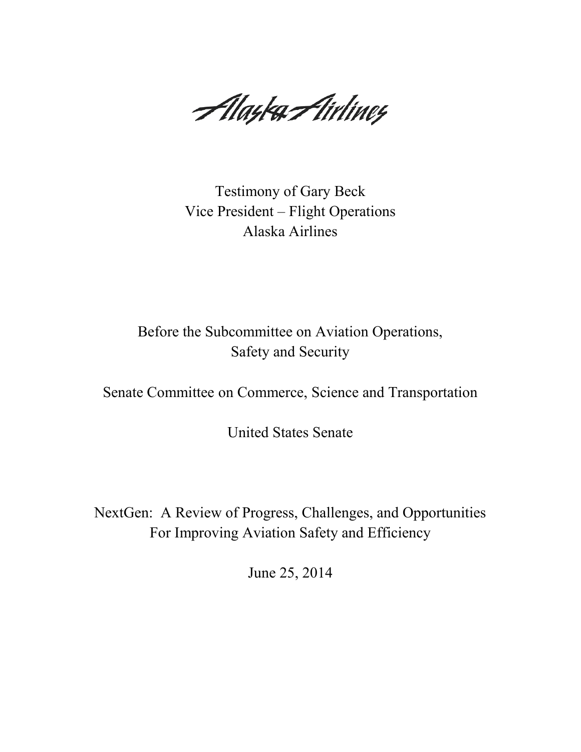Alaska Airlines

Testimony of Gary Beck
Vice President – Flight Operations
Alaska Airlines

Before the Subcommittee on Aviation Operations,
Safety and Security

Senate Committee on Commerce, Science and Transportation

United States Senate

NextGen: A Review of Progress, Challenges, and Opportunities
For Improving Aviation Safety and Efficiency

June 25, 2014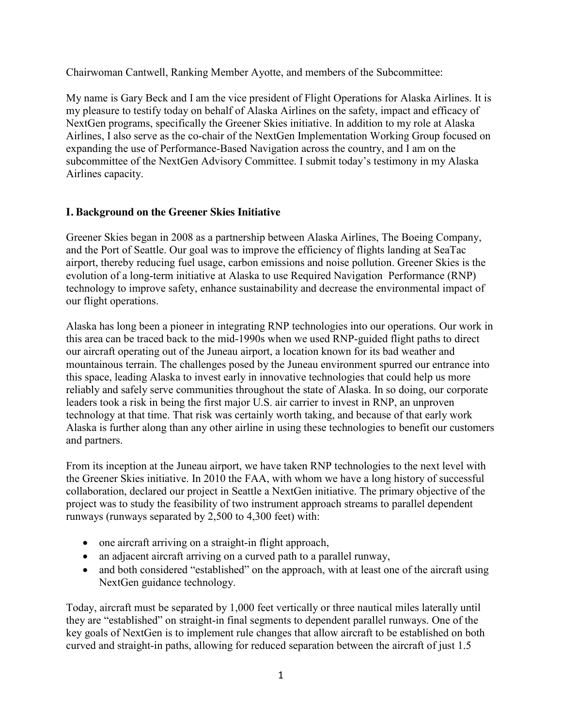Chairwoman Cantwell, Ranking Member Ayotte, and members of the Subcommittee:

My name is Gary Beck and I am the vice president of Flight Operations for Alaska Airlines. It is my pleasure to testify today on behalf of Alaska Airlines on the safety, impact and efficacy of NextGen programs, specifically the Greener Skies initiative. In addition to my role at Alaska Airlines, I also serve as the co-chair of the NextGen Implementation Working Group focused on expanding the use of Performance-Based Navigation across the country, and I am on the subcommittee of the NextGen Advisory Committee. I submit today's testimony in my Alaska Airlines capacity.

## I. Background on the Greener Skies Initiative

Greener Skies began in 2008 as a partnership between Alaska Airlines, The Boeing Company, and the Port of Seattle. Our goal was to improve the efficiency of flights landing at SeaTac airport, thereby reducing fuel usage, carbon emissions and noise pollution. Greener Skies is the evolution of a long-term initiative at Alaska to use Required Navigation Performance (RNP) technology to improve safety, enhance sustainability and decrease the environmental impact of our flight operations.

Alaska has long been a pioneer in integrating RNP technologies into our operations. Our work in this area can be traced back to the mid-1990s when we used RNP-guided flight paths to direct our aircraft operating out of the Juneau airport, a location known for its bad weather and mountainous terrain. The challenges posed by the Juneau environment spurred our entrance into this space, leading Alaska to invest early in innovative technologies that could help us more reliably and safely serve communities throughout the state of Alaska. In so doing, our corporate leaders took a risk in being the first major U.S. air carrier to invest in RNP, an unproven technology at that time. That risk was certainly worth taking, and because of that early work Alaska is further along than any other airline in using these technologies to benefit our customers and partners.

From its inception at the Juneau airport, we have taken RNP technologies to the next level with the Greener Skies initiative. In 2010 the FAA, with whom we have a long history of successful collaboration, declared our project in Seattle a NextGen initiative. The primary objective of the project was to study the feasibility of two instrument approach streams to parallel dependent runways (runways separated by 2,500 to 4,300 feet) with:

- one aircraft arriving on a straight-in flight approach,
- an adjacent aircraft arriving on a curved path to a parallel runway,
- and both considered "established" on the approach, with at least one of the aircraft using NextGen guidance technology.

Today, aircraft must be separated by 1,000 feet vertically or three nautical miles laterally until they are "established" on straight-in final segments to dependent parallel runways. One of the key goals of NextGen is to implement rule changes that allow aircraft to be established on both curved and straight-in paths, allowing for reduced separation between the aircraft of just 1.5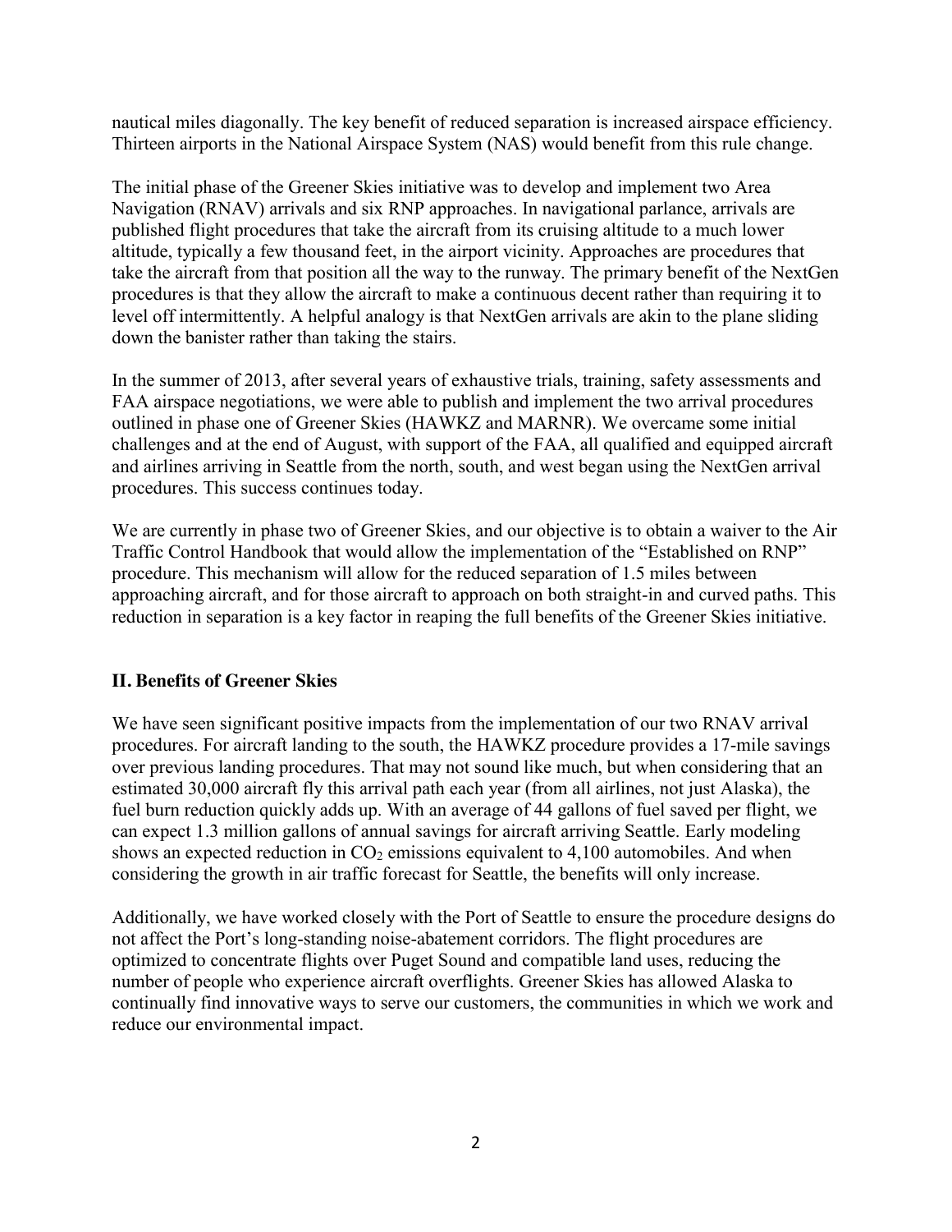nautical miles diagonally. The key benefit of reduced separation is increased airspace efficiency. Thirteen airports in the National Airspace System (NAS) would benefit from this rule change.

The initial phase of the Greener Skies initiative was to develop and implement two Area Navigation (RNAV) arrivals and six RNP approaches. In navigational parlance, arrivals are published flight procedures that take the aircraft from its cruising altitude to a much lower altitude, typically a few thousand feet, in the airport vicinity. Approaches are procedures that take the aircraft from that position all the way to the runway. The primary benefit of the NextGen procedures is that they allow the aircraft to make a continuous decent rather than requiring it to level off intermittently. A helpful analogy is that NextGen arrivals are akin to the plane sliding down the banister rather than taking the stairs.

In the summer of 2013, after several years of exhaustive trials, training, safety assessments and FAA airspace negotiations, we were able to publish and implement the two arrival procedures outlined in phase one of Greener Skies (HAWKZ and MARNR). We overcame some initial challenges and at the end of August, with support of the FAA, all qualified and equipped aircraft and airlines arriving in Seattle from the north, south, and west began using the NextGen arrival procedures. This success continues today.

We are currently in phase two of Greener Skies, and our objective is to obtain a waiver to the Air Traffic Control Handbook that would allow the implementation of the "Established on RNP" procedure. This mechanism will allow for the reduced separation of 1.5 miles between approaching aircraft, and for those aircraft to approach on both straight-in and curved paths. This reduction in separation is a key factor in reaping the full benefits of the Greener Skies initiative.

## II. Benefits of Greener Skies

We have seen significant positive impacts from the implementation of our two RNAV arrival procedures. For aircraft landing to the south, the HAWKZ procedure provides a 17-mile savings over previous landing procedures. That may not sound like much, but when considering that an estimated 30,000 aircraft fly this arrival path each year (from all airlines, not just Alaska), the fuel burn reduction quickly adds up. With an average of 44 gallons of fuel saved per flight, we can expect 1.3 million gallons of annual savings for aircraft arriving Seattle. Early modeling shows an expected reduction in $CO_2$ emissions equivalent to 4,100 automobiles. And when considering the growth in air traffic forecast for Seattle, the benefits will only increase.

Additionally, we have worked closely with the Port of Seattle to ensure the procedure designs do not affect the Port's long-standing noise-abatement corridors. The flight procedures are optimized to concentrate flights over Puget Sound and compatible land uses, reducing the number of people who experience aircraft overflights. Greener Skies has allowed Alaska to continually find innovative ways to serve our customers, the communities in which we work and reduce our environmental impact.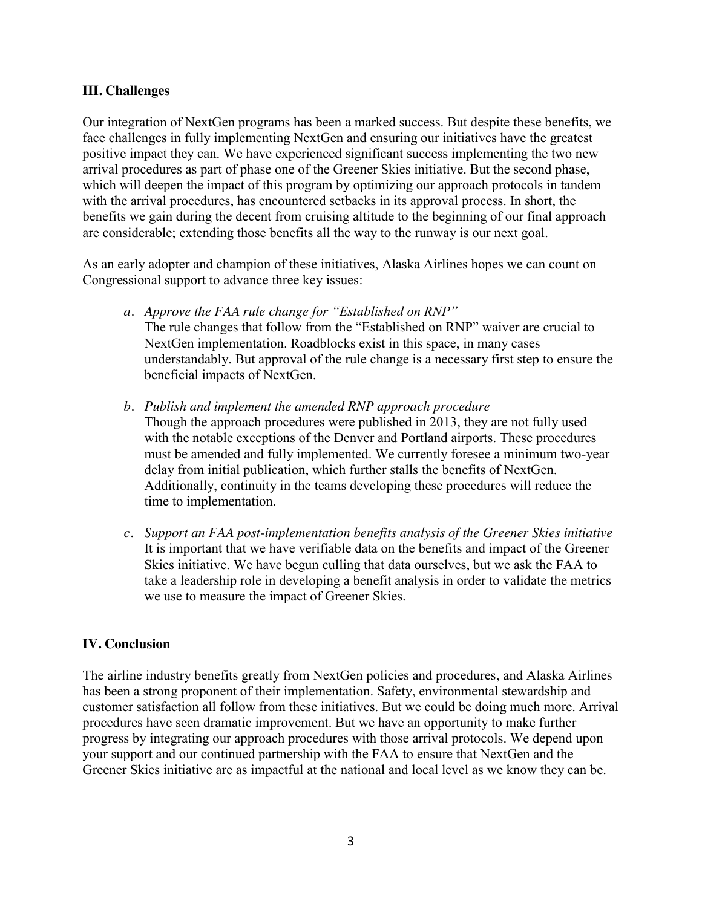## III. Challenges

Our integration of NextGen programs has been a marked success. But despite these benefits, we face challenges in fully implementing NextGen and ensuring our initiatives have the greatest positive impact they can. We have experienced significant success implementing the two new arrival procedures as part of phase one of the Greener Skies initiative. But the second phase, which will deepen the impact of this program by optimizing our approach protocols in tandem with the arrival procedures, has encountered setbacks in its approval process. In short, the benefits we gain during the decent from cruising altitude to the beginning of our final approach are considerable; extending those benefits all the way to the runway is our next goal.

As an early adopter and champion of these initiatives, Alaska Airlines hopes we can count on Congressional support to advance three key issues:

a. *Approve the FAA rule change for "Established on RNP"*
   The rule changes that follow from the "Established on RNP" waiver are crucial to NextGen implementation. Roadblocks exist in this space, in many cases understandably. But approval of the rule change is a necessary first step to ensure the beneficial impacts of NextGen.

b. *Publish and implement the amended RNP approach procedure*
   Though the approach procedures were published in 2013, they are not fully used – with the notable exceptions of the Denver and Portland airports. These procedures must be amended and fully implemented. We currently foresee a minimum two-year delay from initial publication, which further stalls the benefits of NextGen. Additionally, continuity in the teams developing these procedures will reduce the time to implementation.

c. *Support an FAA post-implementation benefits analysis of the Greener Skies initiative*
   It is important that we have verifiable data on the benefits and impact of the Greener Skies initiative. We have begun culling that data ourselves, but we ask the FAA to take a leadership role in developing a benefit analysis in order to validate the metrics we use to measure the impact of Greener Skies.

## IV. Conclusion

The airline industry benefits greatly from NextGen policies and procedures, and Alaska Airlines has been a strong proponent of their implementation. Safety, environmental stewardship and customer satisfaction all follow from these initiatives. But we could be doing much more. Arrival procedures have seen dramatic improvement. But we have an opportunity to make further progress by integrating our approach procedures with those arrival protocols. We depend upon your support and our continued partnership with the FAA to ensure that NextGen and the Greener Skies initiative are as impactful at the national and local level as we know they can be.